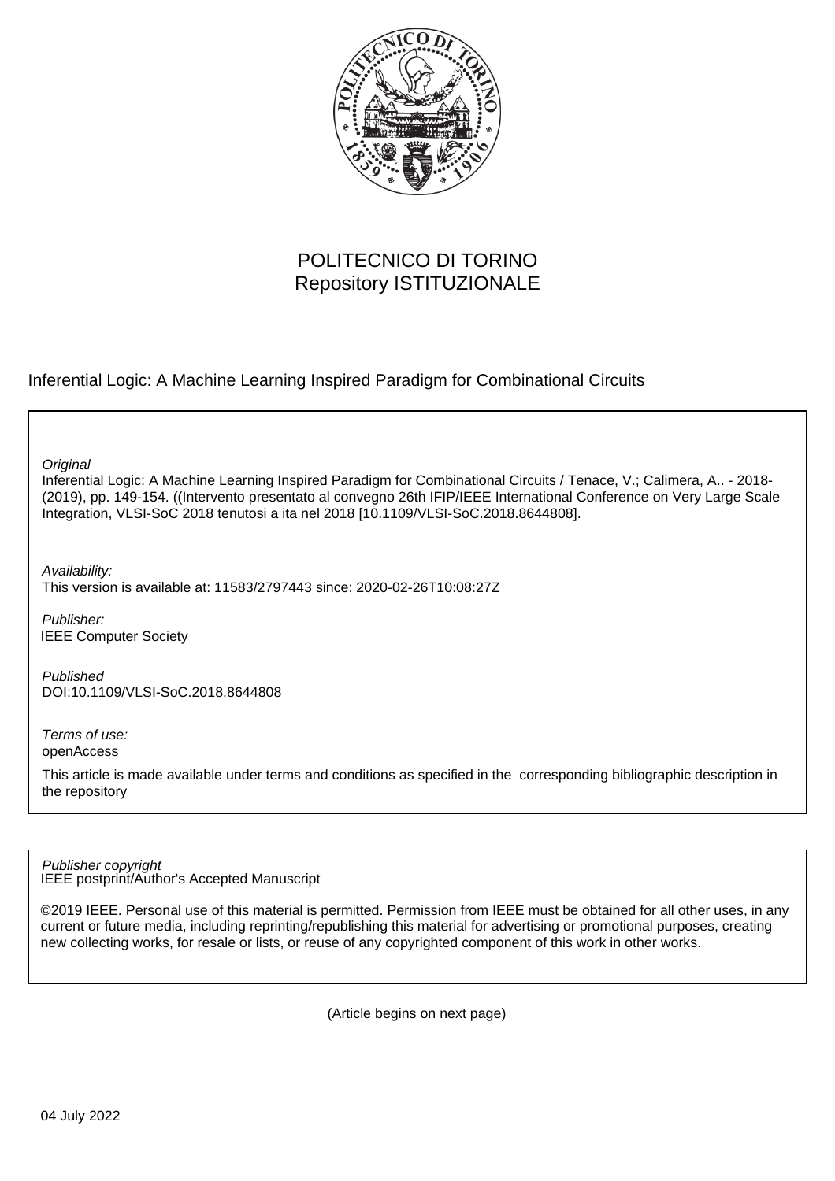POLITECNICO DI TORINO
Repository ISTITUZIONALE

Inferential Logic: A Machine Learning Inspired Paradigm for Combinational Circuits

*Original*
Inferential Logic: A Machine Learning Inspired Paradigm for Combinational Circuits / Tenace, V.; Calimera, A.. - 2018-(2019), pp. 149-154. ((Intervento presentato al convegno 26th IFIP/IEEE International Conference on Very Large Scale Integration, VLSI-SoC 2018 tenutosi a ita nel 2018 [10.1109/VLSI-SoC.2018.8644808].

*Availability:*
This version is available at: 11583/2797443 since: 2020-02-26T10:08:27Z

*Publisher:*
IEEE Computer Society

*Published*
DOI:10.1109/VLSI-SoC.2018.8644808

*Terms of use:*
openAccess

This article is made available under terms and conditions as specified in the corresponding bibliographic description in the repository

*Publisher copyright*
IEEE postprint/Author's Accepted Manuscript

©2019 IEEE. Personal use of this material is permitted. Permission from IEEE must be obtained for all other uses, in any current or future media, including reprinting/republishing this material for advertising or promotional purposes, creating new collecting works, for resale or lists, or reuse of any copyrighted component of this work in other works.

(Article begins on next page)

04 July 2022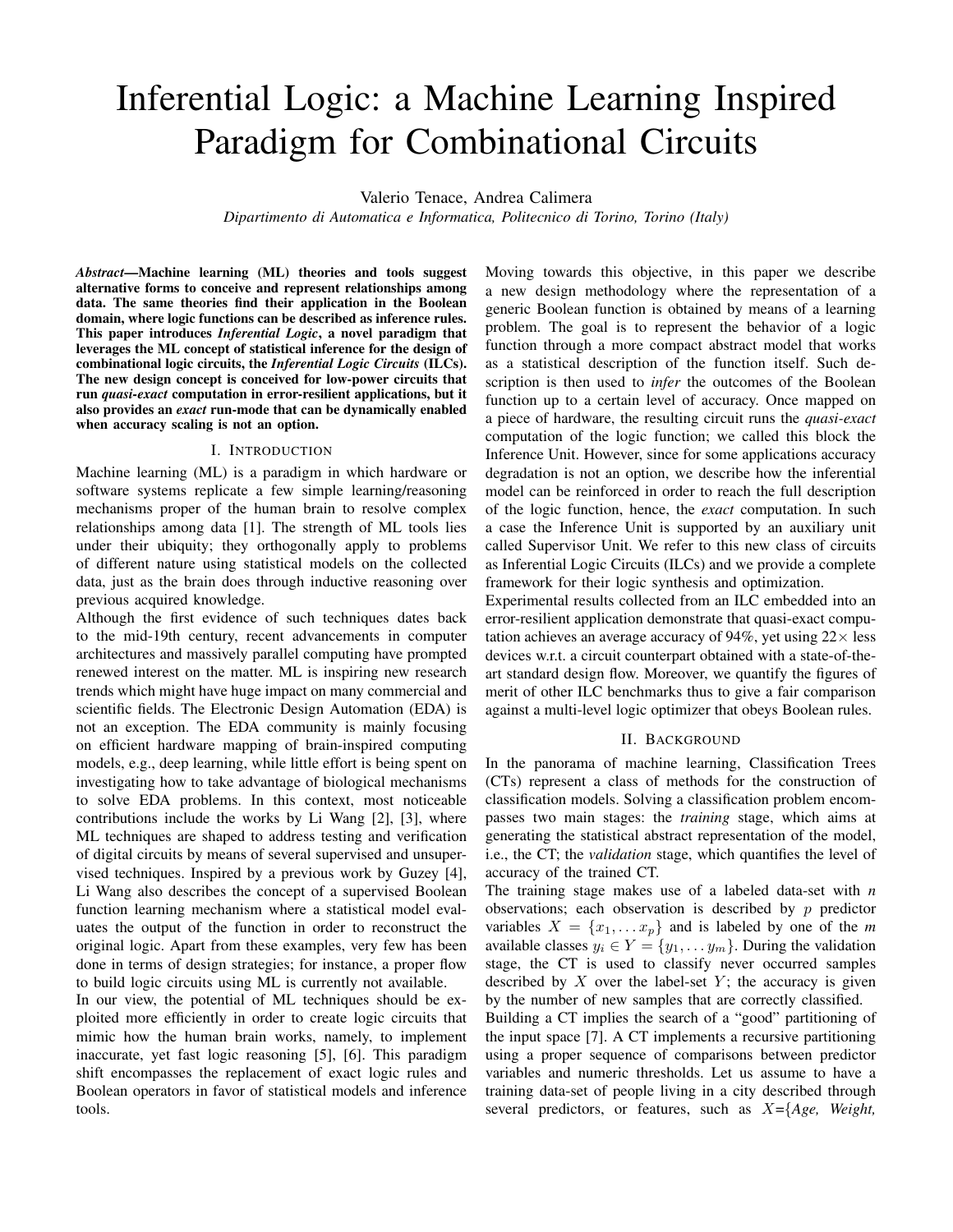# Inferential Logic: a Machine Learning Inspired Paradigm for Combinational Circuits

Valerio Tenace, Andrea Calimera

*Dipartimento di Automatica e Informatica, Politecnico di Torino, Torino (Italy)*

***Abstract*—Machine learning (ML) theories and tools suggest alternative forms to conceive and represent relationships among data. The same theories find their application in the Boolean domain, where logic functions can be described as inference rules. This paper introduces *Inferential Logic*, a novel paradigm that leverages the ML concept of statistical inference for the design of combinational logic circuits, the *Inferential Logic Circuits* (ILCs). The new design concept is conceived for low-power circuits that run *quasi-exact* computation in error-resilient applications, but it also provides an *exact* run-mode that can be dynamically enabled when accuracy scaling is not an option.**

## I. Introduction

Machine learning (ML) is a paradigm in which hardware or software systems replicate a few simple learning/reasoning mechanisms proper of the human brain to resolve complex relationships among data [1]. The strength of ML tools lies under their ubiquity; they orthogonally apply to problems of different nature using statistical models on the collected data, just as the brain does through inductive reasoning over previous acquired knowledge.

Although the first evidence of such techniques dates back to the mid-19th century, recent advancements in computer architectures and massively parallel computing have prompted renewed interest on the matter. ML is inspiring new research trends which might have huge impact on many commercial and scientific fields. The Electronic Design Automation (EDA) is not an exception. The EDA community is mainly focusing on efficient hardware mapping of brain-inspired computing models, e.g., deep learning, while little effort is being spent on investigating how to take advantage of biological mechanisms to solve EDA problems. In this context, most noticeable contributions include the works by Li Wang [2], [3], where ML techniques are shaped to address testing and verification of digital circuits by means of several supervised and unsupervised techniques. Inspired by a previous work by Guzey [4], Li Wang also describes the concept of a supervised Boolean function learning mechanism where a statistical model evaluates the output of the function in order to reconstruct the original logic. Apart from these examples, very few has been done in terms of design strategies; for instance, a proper flow to build logic circuits using ML is currently not available.

In our view, the potential of ML techniques should be exploited more efficiently in order to create logic circuits that mimic how the human brain works, namely, to implement inaccurate, yet fast logic reasoning [5], [6]. This paradigm shift encompasses the replacement of exact logic rules and Boolean operators in favor of statistical models and inference tools.

Moving towards this objective, in this paper we describe a new design methodology where the representation of a generic Boolean function is obtained by means of a learning problem. The goal is to represent the behavior of a logic function through a more compact abstract model that works as a statistical description of the function itself. Such description is then used to *infer* the outcomes of the Boolean function up to a certain level of accuracy. Once mapped on a piece of hardware, the resulting circuit runs the *quasi-exact* computation of the logic function; we called this block the Inference Unit. However, since for some applications accuracy degradation is not an option, we describe how the inferential model can be reinforced in order to reach the full description of the logic function, hence, the *exact* computation. In such a case the Inference Unit is supported by an auxiliary unit called Supervisor Unit. We refer to this new class of circuits as Inferential Logic Circuits (ILCs) and we provide a complete framework for their logic synthesis and optimization.

Experimental results collected from an ILC embedded into an error-resilient application demonstrate that quasi-exact computation achieves an average accuracy of 94%, yet using 22× less devices w.r.t. a circuit counterpart obtained with a state-of-the-art standard design flow. Moreover, we quantify the figures of merit of other ILC benchmarks thus to give a fair comparison against a multi-level logic optimizer that obeys Boolean rules.

## II. Background

In the panorama of machine learning, Classification Trees (CTs) represent a class of methods for the construction of classification models. Solving a classification problem encompasses two main stages: the *training* stage, which aims at generating the statistical abstract representation of the model, i.e., the CT; the *validation* stage, which quantifies the level of accuracy of the trained CT.

The training stage makes use of a labeled data-set with $n$ observations; each observation is described by $p$ predictor variables $X = \{x_1, \ldots x_p\}$ and is labeled by one of the $m$ available classes $y_i \in Y = \{y_1, \ldots y_m\}$. During the validation stage, the CT is used to classify never occurred samples described by $X$ over the label-set $Y$; the accuracy is given by the number of new samples that are correctly classified.

Building a CT implies the search of a "good" partitioning of the input space [7]. A CT implements a recursive partitioning using a proper sequence of comparisons between predictor variables and numeric thresholds. Let us assume to have a training data-set of people living in a city described through several predictors, or features, such as $X$={*Age, Weight,*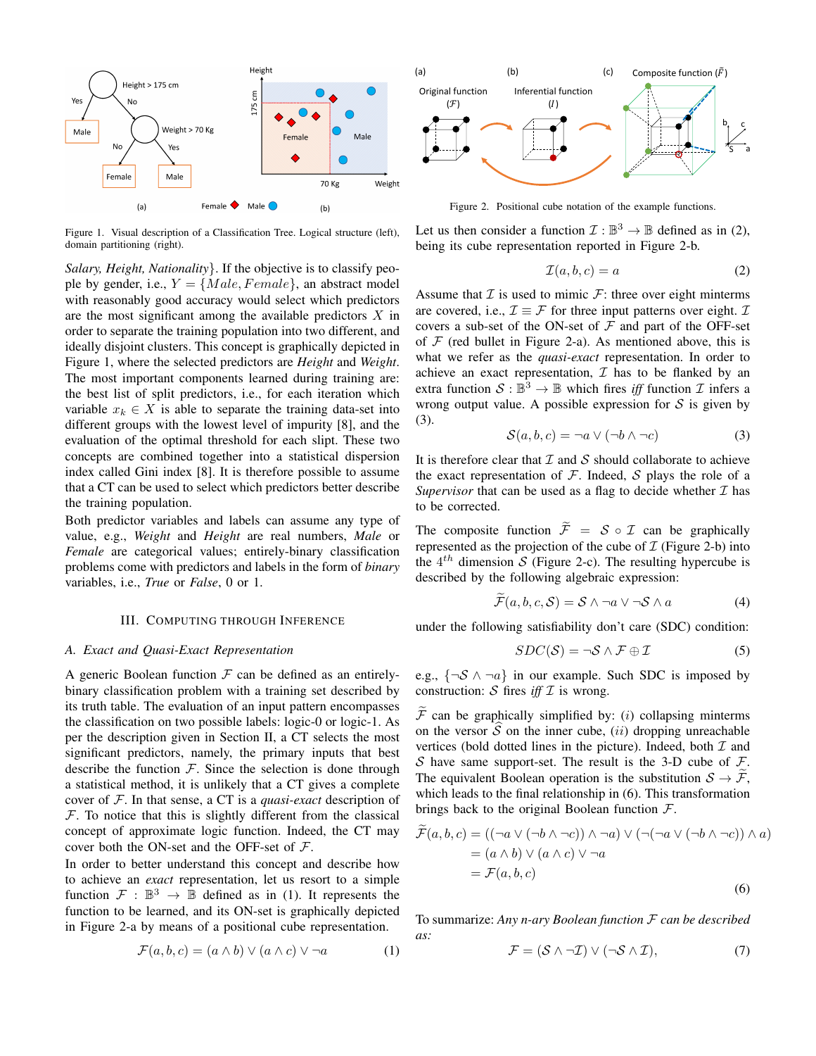Figure 1. Visual description of a Classification Tree. Logical structure (left), domain partitioning (right).

*Salary, Height, Nationality*}. If the objective is to classify people by gender, i.e., $Y = \{Male, Female\}$, an abstract model with reasonably good accuracy would select which predictors are the most significant among the available predictors $X$ in order to separate the training population into two different, and ideally disjoint clusters. This concept is graphically depicted in Figure 1, where the selected predictors are *Height* and *Weight*. The most important components learned during training are: the best list of split predictors, i.e., for each iteration which variable $x_k \in X$ is able to separate the training data-set into different groups with the lowest level of impurity [8], and the evaluation of the optimal threshold for each slipt. These two concepts are combined together into a statistical dispersion index called Gini index [8]. It is therefore possible to assume that a CT can be used to select which predictors better describe the training population.

Both predictor variables and labels can assume any type of value, e.g., *Weight* and *Height* are real numbers, *Male* or *Female* are categorical values; entirely-binary classification problems come with predictors and labels in the form of *binary* variables, i.e., *True* or *False*, 0 or 1.

## III. Computing through Inference

### A. Exact and Quasi-Exact Representation

A generic Boolean function $\mathcal{F}$ can be defined as an entirely-binary classification problem with a training set described by its truth table. The evaluation of an input pattern encompasses the classification on two possible labels: logic-0 or logic-1. As per the description given in Section II, a CT selects the most significant predictors, namely, the primary inputs that best describe the function $\mathcal{F}$. Since the selection is done through a statistical method, it is unlikely that a CT gives a complete cover of $\mathcal{F}$. In that sense, a CT is a *quasi-exact* description of $\mathcal{F}$. To notice that this is slightly different from the classical concept of approximate logic function. Indeed, the CT may cover both the ON-set and the OFF-set of $\mathcal{F}$.

In order to better understand this concept and describe how to achieve an *exact* representation, let us resort to a simple function $\mathcal{F} : \mathbb{B}^3 \rightarrow \mathbb{B}$ defined as in (1). It represents the function to be learned, and its ON-set is graphically depicted in Figure 2-a by means of a positional cube representation.

$$\mathcal{F}(a, b, c) = (a \wedge b) \vee (a \wedge c) \vee \neg a \tag{1}$$

Figure 2. Positional cube notation of the example functions.

Let us then consider a function $\mathcal{I} : \mathbb{B}^3 \rightarrow \mathbb{B}$ defined as in (2), being its cube representation reported in Figure 2-b.

$$\mathcal{I}(a, b, c) = a \tag{2}$$

Assume that $\mathcal{I}$ is used to mimic $\mathcal{F}$: three over eight minterms are covered, i.e., $\mathcal{I} \equiv \mathcal{F}$ for three input patterns over eight. $\mathcal{I}$ covers a sub-set of the ON-set of $\mathcal{F}$ and part of the OFF-set of $\mathcal{F}$ (red bullet in Figure 2-a). As mentioned above, this is what we refer as the *quasi-exact* representation. In order to achieve an exact representation, $\mathcal{I}$ has to be flanked by an extra function $\mathcal{S} : \mathbb{B}^3 \rightarrow \mathbb{B}$ which fires *iff* function $\mathcal{I}$ infers a wrong output value. A possible expression for $\mathcal{S}$ is given by (3).

$$\mathcal{S}(a, b, c) = \neg a \vee (\neg b \wedge \neg c) \tag{3}$$

It is therefore clear that $\mathcal{I}$ and $\mathcal{S}$ should collaborate to achieve the exact representation of $\mathcal{F}$. Indeed, $\mathcal{S}$ plays the role of a *Supervisor* that can be used as a flag to decide whether $\mathcal{I}$ has to be corrected.

The composite function $\widetilde{\mathcal{F}} = \mathcal{S} \circ \mathcal{I}$ can be graphically represented as the projection of the cube of $\mathcal{I}$ (Figure 2-b) into the $4^{th}$ dimension $\mathcal{S}$ (Figure 2-c). The resulting hypercube is described by the following algebraic expression:

$$\widetilde{\mathcal{F}}(a, b, c, \mathcal{S}) = \mathcal{S} \wedge \neg a \vee \neg\mathcal{S} \wedge a \tag{4}$$

under the following satisfiability don't care (SDC) condition:

$$SDC(\mathcal{S}) = \neg\mathcal{S} \wedge \mathcal{F} \oplus \mathcal{I} \tag{5}$$

e.g., $\{\neg\mathcal{S} \wedge \neg a\}$ in our example. Such SDC is imposed by construction: $\mathcal{S}$ fires *iff* $\mathcal{I}$ is wrong.

$\widetilde{\mathcal{F}}$ can be graphically simplified by: ($i$) collapsing minterms on the versor $\widehat{\mathcal{S}}$ on the inner cube, ($ii$) dropping unreachable vertices (bold dotted lines in the picture). Indeed, both $\mathcal{I}$ and $\mathcal{S}$ have same support-set. The result is the 3-D cube of $\mathcal{F}$. The equivalent Boolean operation is the substitution $\mathcal{S} \rightarrow \widetilde{\mathcal{F}}$, which leads to the final relationship in (6). This transformation brings back to the original Boolean function $\mathcal{F}$.

$$\begin{aligned}
\widetilde{\mathcal{F}}(a, b, c) &= ((\neg a \vee (\neg b \wedge \neg c)) \wedge \neg a) \vee (\neg(\neg a \vee (\neg b \wedge \neg c)) \wedge a) \\
&= (a \wedge b) \vee (a \wedge c) \vee \neg a \\
&= \mathcal{F}(a, b, c)
\end{aligned} \tag{6}$$

To summarize: *Any n-ary Boolean function $\mathcal{F}$ can be described as:*

$$\mathcal{F} = (\mathcal{S} \wedge \neg\mathcal{I}) \vee (\neg\mathcal{S} \wedge \mathcal{I}), \tag{7}$$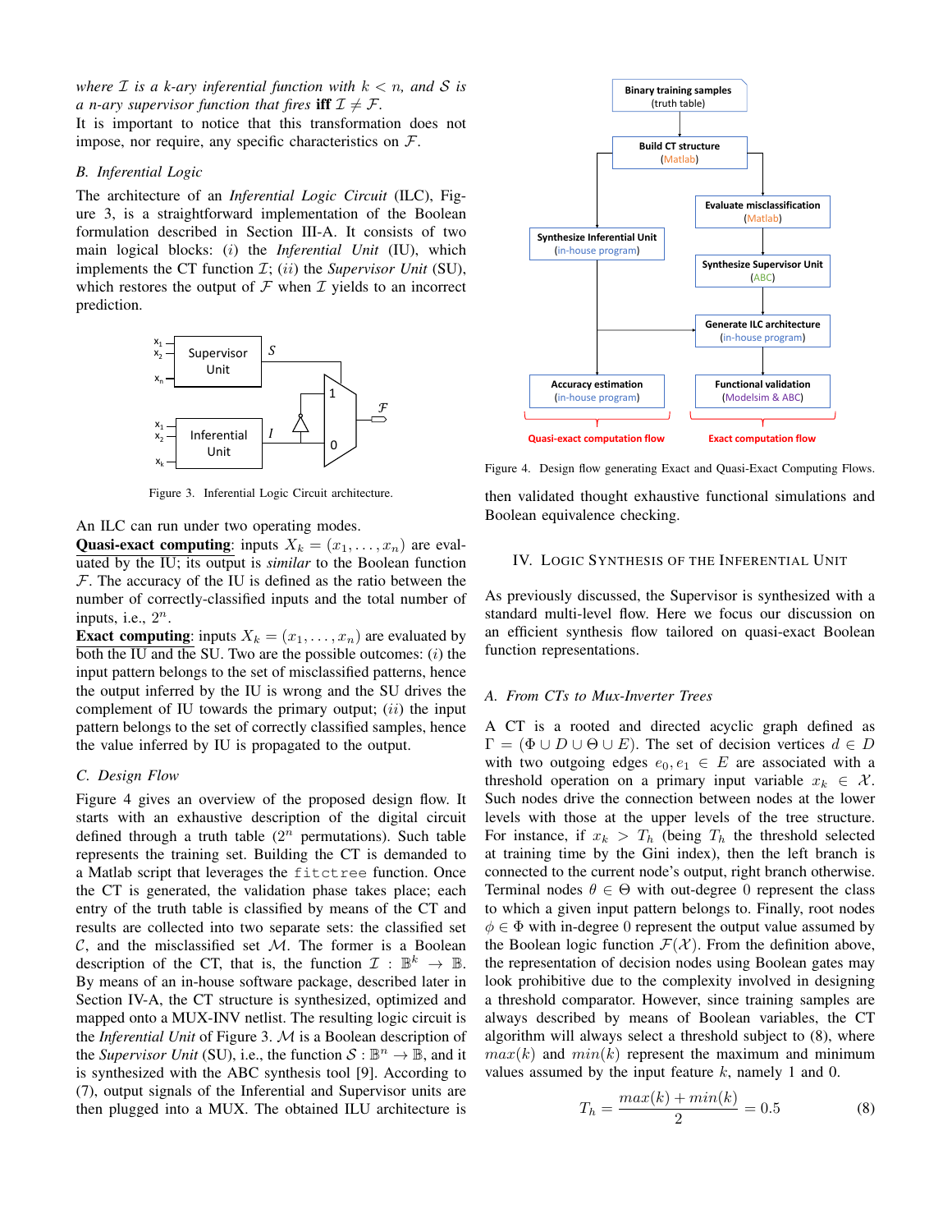*where $\mathcal{I}$ is a k-ary inferential function with $k < n$, and $\mathcal{S}$ is a n-ary supervisor function that fires* **iff** $\mathcal{I} \neq \mathcal{F}$.

It is important to notice that this transformation does not impose, nor require, any specific characteristics on $\mathcal{F}$.

### B. Inferential Logic

The architecture of an *Inferential Logic Circuit* (ILC), Figure 3, is a straightforward implementation of the Boolean formulation described in Section III-A. It consists of two main logical blocks: (*i*) the *Inferential Unit* (IU), which implements the CT function $\mathcal{I}$; (*ii*) the *Supervisor Unit* (SU), which restores the output of $\mathcal{F}$ when $\mathcal{I}$ yields to an incorrect prediction.

Figure 3. Inferential Logic Circuit architecture.

An ILC can run under two operating modes.

**Quasi-exact computing**: inputs $X_k = (x_1, \ldots, x_n)$ are evaluated by the IU; its output is *similar* to the Boolean function $\mathcal{F}$. The accuracy of the IU is defined as the ratio between the number of correctly-classified inputs and the total number of inputs, i.e., $2^n$.

**Exact computing**: inputs $X_k = (x_1, \ldots, x_n)$ are evaluated by both the IU and the SU. Two are the possible outcomes: (*i*) the input pattern belongs to the set of misclassified patterns, hence the output inferred by the IU is wrong and the SU drives the complement of IU towards the primary output; (*ii*) the input pattern belongs to the set of correctly classified samples, hence the value inferred by IU is propagated to the output.

### C. Design Flow

Figure 4 gives an overview of the proposed design flow. It starts with an exhaustive description of the digital circuit defined through a truth table ($2^n$ permutations). Such table represents the training set. Building the CT is demanded to a Matlab script that leverages the `fitctree` function. Once the CT is generated, the validation phase takes place; each entry of the truth table is classified by means of the CT and results are collected into two separate sets: the classified set $\mathcal{C}$, and the misclassified set $\mathcal{M}$. The former is a Boolean description of the CT, that is, the function $\mathcal{I} : \mathbb{B}^k \rightarrow \mathbb{B}$. By means of an in-house software package, described later in Section IV-A, the CT structure is synthesized, optimized and mapped onto a MUX-INV netlist. The resulting logic circuit is the *Inferential Unit* of Figure 3. $\mathcal{M}$ is a Boolean description of the *Supervisor Unit* (SU), i.e., the function $\mathcal{S} : \mathbb{B}^n \rightarrow \mathbb{B}$, and it is synthesized with the ABC synthesis tool [9]. According to (7), output signals of the Inferential and Supervisor units are then plugged into a MUX. The obtained ILU architecture is then validated thought exhaustive functional simulations and Boolean equivalence checking.

Figure 4. Design flow generating Exact and Quasi-Exact Computing Flows.

## IV. Logic Synthesis of the Inferential Unit

As previously discussed, the Supervisor is synthesized with a standard multi-level flow. Here we focus our discussion on an efficient synthesis flow tailored on quasi-exact Boolean function representations.

### A. From CTs to Mux-Inverter Trees

A CT is a rooted and directed acyclic graph defined as $\Gamma = (\Phi \cup D \cup \Theta \cup E)$. The set of decision vertices $d \in D$ with two outgoing edges $e_0, e_1 \in E$ are associated with a threshold operation on a primary input variable $x_k \in \mathcal{X}$. Such nodes drive the connection between nodes at the lower levels with those at the upper levels of the tree structure. For instance, if $x_k > T_h$ (being $T_h$ the threshold selected at training time by the Gini index), then the left branch is connected to the current node's output, right branch otherwise. Terminal nodes $\theta \in \Theta$ with out-degree 0 represent the class to which a given input pattern belongs to. Finally, root nodes $\phi \in \Phi$ with in-degree 0 represent the output value assumed by the Boolean logic function $\mathcal{F}(\mathcal{X})$. From the definition above, the representation of decision nodes using Boolean gates may look prohibitive due to the complexity involved in designing a threshold comparator. However, since training samples are always described by means of Boolean variables, the CT algorithm will always select a threshold subject to (8), where $max(k)$ and $min(k)$ represent the maximum and minimum values assumed by the input feature $k$, namely 1 and 0.

$$T_h = \frac{max(k) + min(k)}{2} = 0.5 \tag{8}$$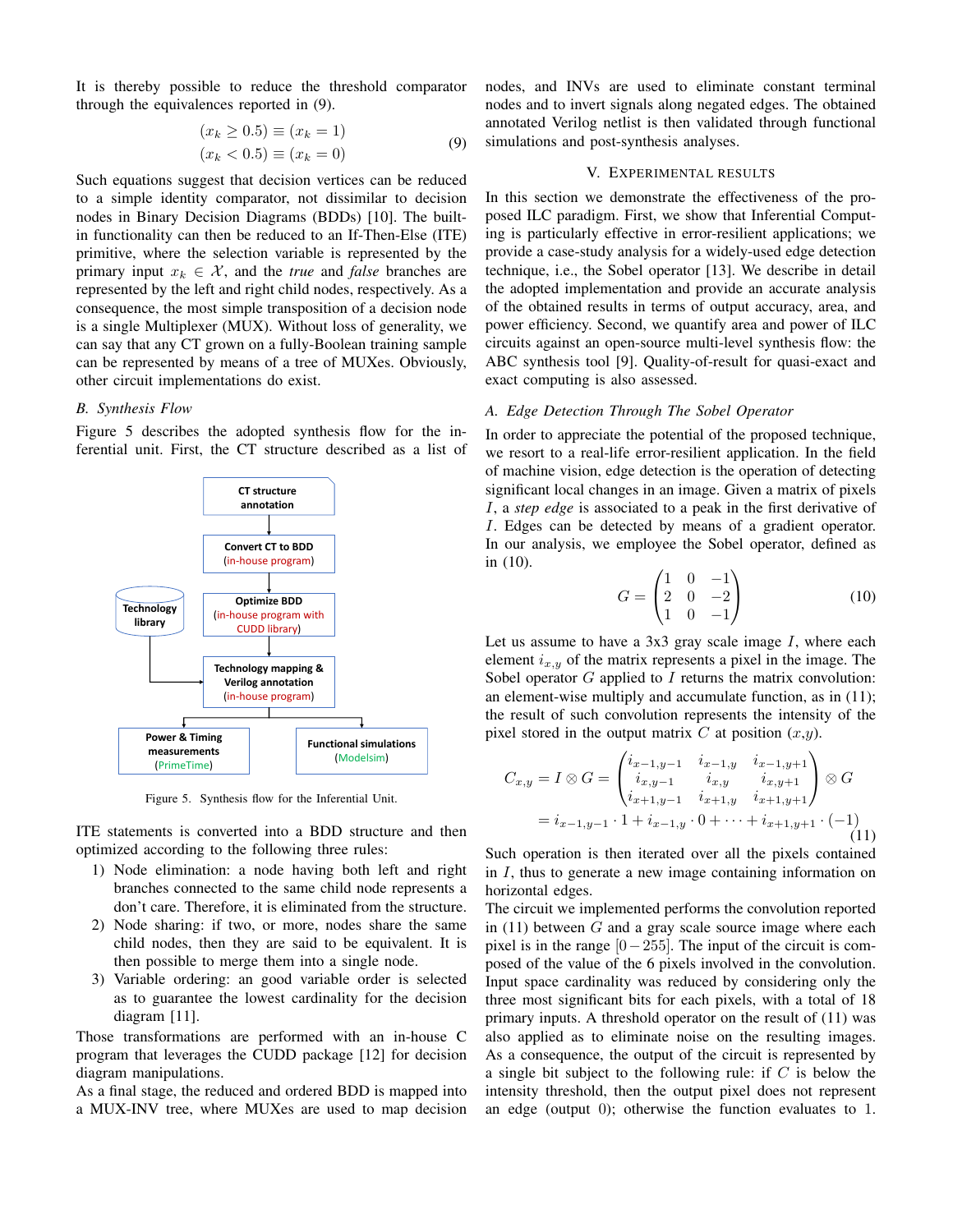It is thereby possible to reduce the threshold comparator through the equivalences reported in (9).

$$
\begin{aligned}
(x_k \geq 0.5) &\equiv (x_k = 1) \\
(x_k < 0.5) &\equiv (x_k = 0)
\end{aligned}
\tag{9}
$$

Such equations suggest that decision vertices can be reduced to a simple identity comparator, not dissimilar to decision nodes in Binary Decision Diagrams (BDDs) [10]. The built-in functionality can then be reduced to an If-Then-Else (ITE) primitive, where the selection variable is represented by the primary input $x_k \in \mathcal{X}$, and the *true* and *false* branches are represented by the left and right child nodes, respectively. As a consequence, the most simple transposition of a decision node is a single Multiplexer (MUX). Without loss of generality, we can say that any CT grown on a fully-Boolean training sample can be represented by means of a tree of MUXes. Obviously, other circuit implementations do exist.

### B. Synthesis Flow

Figure 5 describes the adopted synthesis flow for the inferential unit. First, the CT structure described as a list of ITE statements is converted into a BDD structure and then optimized according to the following three rules:

CT structure annotation → Convert CT to BDD (in-house program) → Optimize BDD (in-house program with CUDD library) → Technology mapping & Verilog annotation (in-house program) [with input from Technology library] → Power & Timing measurements (PrimeTime) and Functional simulations (Modelsim)

Figure 5. Synthesis flow for the Inferential Unit.

1) Node elimination: a node having both left and right branches connected to the same child node represents a don't care. Therefore, it is eliminated from the structure.
2) Node sharing: if two, or more, nodes share the same child nodes, then they are said to be equivalent. It is then possible to merge them into a single node.
3) Variable ordering: an good variable order is selected as to guarantee the lowest cardinality for the decision diagram [11].

Those transformations are performed with an in-house C program that leverages the CUDD package [12] for decision diagram manipulations.

As a final stage, the reduced and ordered BDD is mapped into a MUX-INV tree, where MUXes are used to map decision nodes, and INVs are used to eliminate constant terminal nodes and to invert signals along negated edges. The obtained annotated Verilog netlist is then validated through functional simulations and post-synthesis analyses.

## V. Experimental results

In this section we demonstrate the effectiveness of the proposed ILC paradigm. First, we show that Inferential Computing is particularly effective in error-resilient applications; we provide a case-study analysis for a widely-used edge detection technique, i.e., the Sobel operator [13]. We describe in detail the adopted implementation and provide an accurate analysis of the obtained results in terms of output accuracy, area, and power efficiency. Second, we quantify area and power of ILC circuits against an open-source multi-level synthesis flow: the ABC synthesis tool [9]. Quality-of-result for quasi-exact and exact computing is also assessed.

### A. Edge Detection Through The Sobel Operator

In order to appreciate the potential of the proposed technique, we resort to a real-life error-resilient application. In the field of machine vision, edge detection is the operation of detecting significant local changes in an image. Given a matrix of pixels $I$, a *step edge* is associated to a peak in the first derivative of $I$. Edges can be detected by means of a gradient operator. In our analysis, we employee the Sobel operator, defined as in (10).

$$
G = \begin{pmatrix} 1 & 0 & -1 \\ 2 & 0 & -2 \\ 1 & 0 & -1 \end{pmatrix}
\tag{10}
$$

Let us assume to have a 3x3 gray scale image $I$, where each element $i_{x,y}$ of the matrix represents a pixel in the image. The Sobel operator $G$ applied to $I$ returns the matrix convolution: an element-wise multiply and accumulate function, as in (11); the result of such convolution represents the intensity of the pixel stored in the output matrix $C$ at position $(x,y)$.

$$
\begin{aligned}
C_{x,y} = I \otimes G &= \begin{pmatrix} i_{x-1,y-1} & i_{x-1,y} & i_{x-1,y+1} \\ i_{x,y-1} & i_{x,y} & i_{x,y+1} \\ i_{x+1,y-1} & i_{x+1,y} & i_{x+1,y+1} \end{pmatrix} \otimes G \\
&= i_{x-1,y-1} \cdot 1 + i_{x-1,y} \cdot 0 + \cdots + i_{x+1,y+1} \cdot (-1)
\end{aligned}
\tag{11}
$$

Such operation is then iterated over all the pixels contained in $I$, thus to generate a new image containing information on horizontal edges.

The circuit we implemented performs the convolution reported in (11) between $G$ and a gray scale source image where each pixel is in the range $[0-255]$. The input of the circuit is composed of the value of the 6 pixels involved in the convolution. Input space cardinality was reduced by considering only the three most significant bits for each pixels, with a total of 18 primary inputs. A threshold operator on the result of (11) was also applied as to eliminate noise on the resulting images. As a consequence, the output of the circuit is represented by a single bit subject to the following rule: if $C$ is below the intensity threshold, then the output pixel does not represent an edge (output 0); otherwise the function evaluates to 1.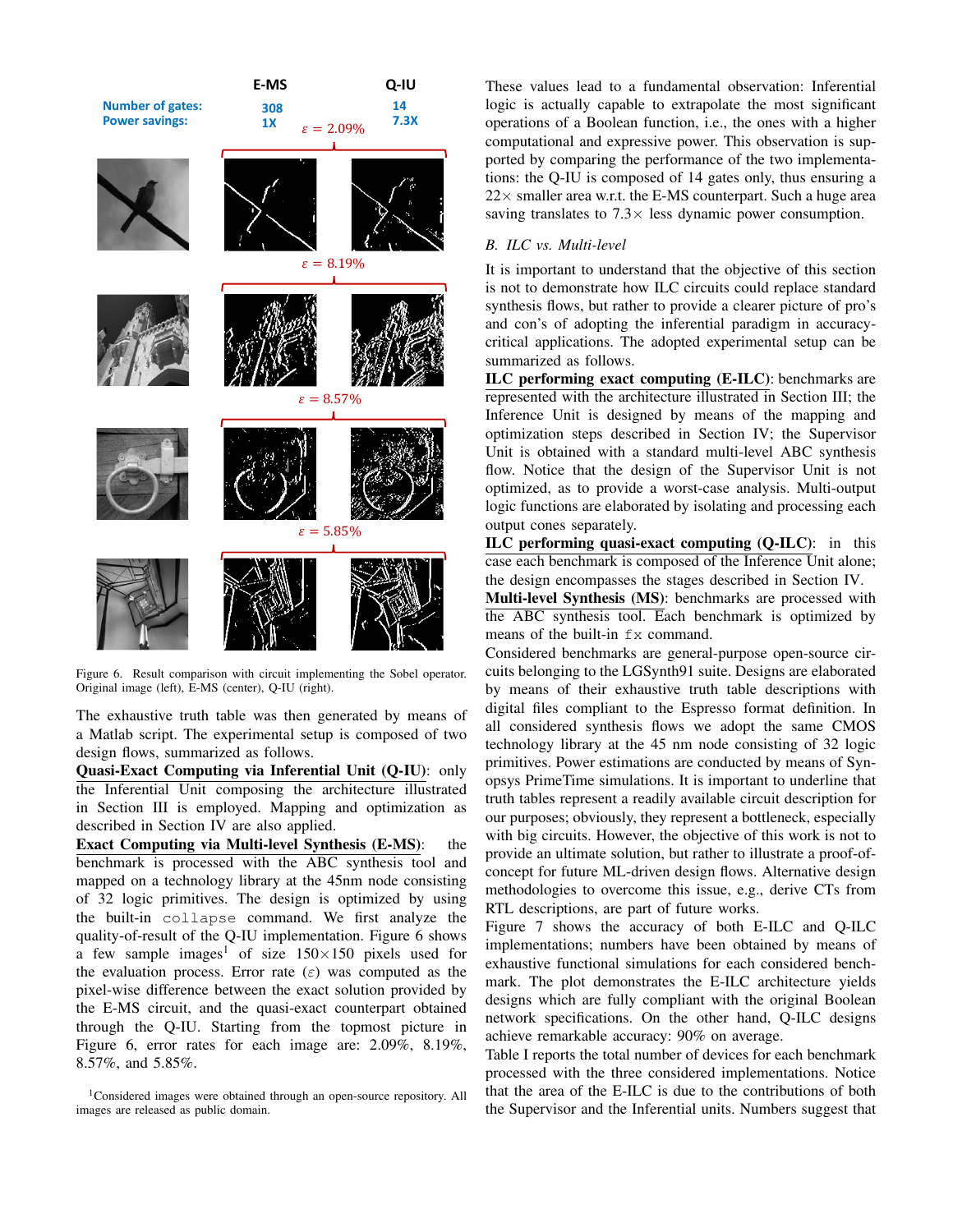Figure 6. Result comparison with circuit implementing the Sobel operator. Original image (left), E-MS (center), Q-IU (right).

The exhaustive truth table was then generated by means of a Matlab script. The experimental setup is composed of two design flows, summarized as follows.

**Quasi-Exact Computing via Inferential Unit (Q-IU)**: only the Inferential Unit composing the architecture illustrated in Section III is employed. Mapping and optimization as described in Section IV are also applied.

**Exact Computing via Multi-level Synthesis (E-MS)**: the benchmark is processed with the ABC synthesis tool and mapped on a technology library at the 45nm node consisting of 32 logic primitives. The design is optimized by using the built-in `collapse` command. We first analyze the quality-of-result of the Q-IU implementation. Figure 6 shows a few sample images[1] of size 150×150 pixels used for the evaluation process. Error rate ($\varepsilon$) was computed as the pixel-wise difference between the exact solution provided by the E-MS circuit, and the quasi-exact counterpart obtained through the Q-IU. Starting from the topmost picture in Figure 6, error rates for each image are: 2.09%, 8.19%, 8.57%, and 5.85%.

[1]Considered images were obtained through an open-source repository. All images are released as public domain.

These values lead to a fundamental observation: Inferential logic is actually capable to extrapolate the most significant operations of a Boolean function, i.e., the ones with a higher computational and expressive power. This observation is supported by comparing the performance of the two implementations: the Q-IU is composed of 14 gates only, thus ensuring a 22× smaller area w.r.t. the E-MS counterpart. Such a huge area saving translates to 7.3× less dynamic power consumption.

### B. ILC vs. Multi-level

It is important to understand that the objective of this section is not to demonstrate how ILC circuits could replace standard synthesis flows, but rather to provide a clearer picture of pro's and con's of adopting the inferential paradigm in accuracy-critical applications. The adopted experimental setup can be summarized as follows.

**ILC performing exact computing (E-ILC)**: benchmarks are represented with the architecture illustrated in Section III; the Inference Unit is designed by means of the mapping and optimization steps described in Section IV; the Supervisor Unit is obtained with a standard multi-level ABC synthesis flow. Notice that the design of the Supervisor Unit is not optimized, as to provide a worst-case analysis. Multi-output logic functions are elaborated by isolating and processing each output cones separately.

**ILC performing quasi-exact computing (Q-ILC)**: in this case each benchmark is composed of the Inference Unit alone; the design encompasses the stages described in Section IV.

**Multi-level Synthesis (MS)**: benchmarks are processed with the ABC synthesis tool. Each benchmark is optimized by means of the built-in `fx` command.

Considered benchmarks are general-purpose open-source circuits belonging to the LGSynth91 suite. Designs are elaborated by means of their exhaustive truth table descriptions with digital files compliant to the Espresso format definition. In all considered synthesis flows we adopt the same CMOS technology library at the 45 nm node consisting of 32 logic primitives. Power estimations are conducted by means of Synopsys PrimeTime simulations. It is important to underline that truth tables represent a readily available circuit description for our purposes; obviously, they represent a bottleneck, especially with big circuits. However, the objective of this work is not to provide an ultimate solution, but rather to illustrate a proof-of-concept for future ML-driven design flows. Alternative design methodologies to overcome this issue, e.g., derive CTs from RTL descriptions, are part of future works.

Figure 7 shows the accuracy of both E-ILC and Q-ILC implementations; numbers have been obtained by means of exhaustive functional simulations for each considered benchmark. The plot demonstrates the E-ILC architecture yields designs which are fully compliant with the original Boolean network specifications. On the other hand, Q-ILC designs achieve remarkable accuracy: 90% on average.

Table I reports the total number of devices for each benchmark processed with the three considered implementations. Notice that the area of the E-ILC is due to the contributions of both the Supervisor and the Inferential units. Numbers suggest that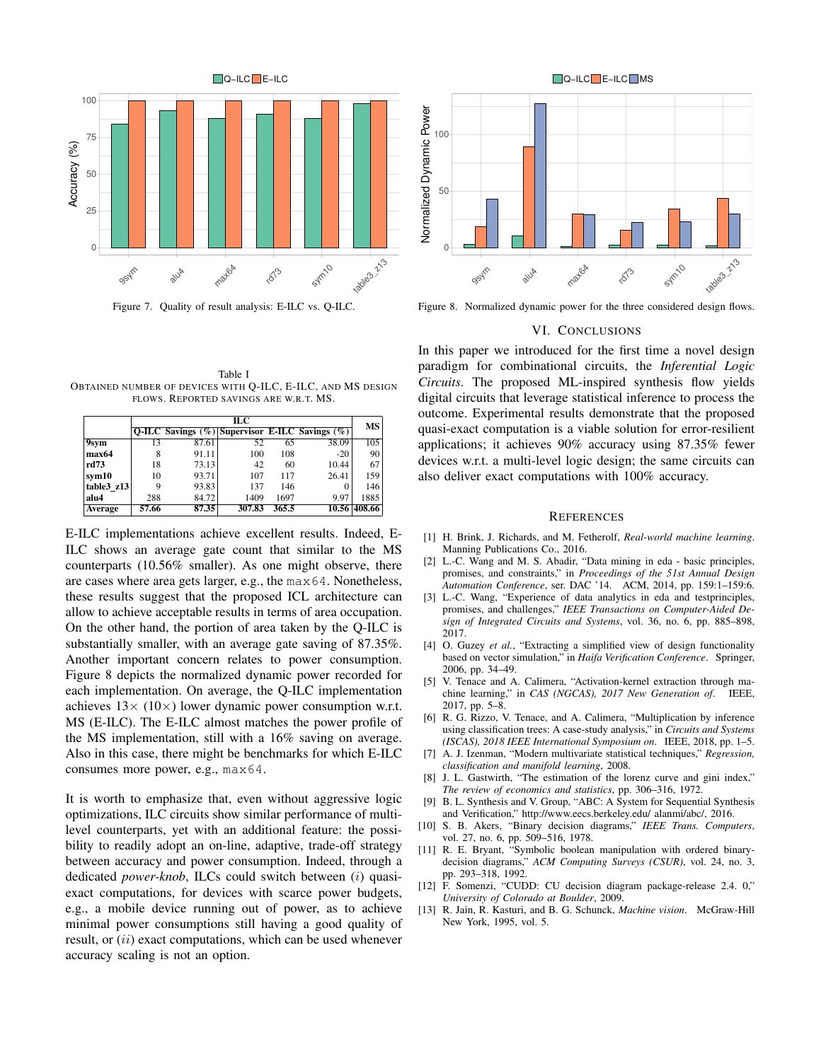Q–ILC E–ILC

Accuracy (%)

100
75
50
25
0

9sym alu4 max64 rd73 sym10 table3_z13

Figure 7. Quality of result analysis: E-ILC vs. Q-ILC.

Q–ILC E–ILC MS

Normalized Dynamic Power

100
50
0

9sym alu4 max64 rd73 sym10 table3_z13

Figure 8. Normalized dynamic power for the three considered design flows.

Table I
OBTAINED NUMBER OF DEVICES WITH Q-ILC, E-ILC, AND MS DESIGN FLOWS. REPORTED SAVINGS ARE W.R.T. MS.

| | ILC | | | | | MS |
|---|---|---|---|---|---|---|
| | Q-ILC | Savings (%) | Supervisor | E-ILC | Savings (%) | |
| **9sym** | 13 | 87.61 | 52 | 65 | 38.09 | 105 |
| **max64** | 8 | 91.11 | 100 | 108 | -20 | 90 |
| **rd73** | 18 | 73.13 | 42 | 60 | 10.44 | 67 |
| **sym10** | 10 | 93.71 | 107 | 117 | 26.41 | 159 |
| **table3_z13** | 9 | 93.83 | 137 | 146 | 0 | 146 |
| **alu4** | 288 | 84.72 | 1409 | 1697 | 9.97 | 1885 |
| **Average** | **57.66** | **87.35** | **307.83** | **365.5** | **10.56** | **408.66** |

E-ILC implementations achieve excellent results. Indeed, E-ILC shows an average gate count that similar to the MS counterparts (10.56% smaller). As one might observe, there are cases where area gets larger, e.g., the max64. Nonetheless, these results suggest that the proposed ICL architecture can allow to achieve acceptable results in terms of area occupation. On the other hand, the portion of area taken by the Q-ILC is substantially smaller, with an average gate saving of 87.35%. Another important concern relates to power consumption. Figure 8 depicts the normalized dynamic power recorded for each implementation. On average, the Q-ILC implementation achieves $13\times$ ($10\times$) lower dynamic power consumption w.r.t. MS (E-ILC). The E-ILC almost matches the power profile of the MS implementation, still with a 16% saving on average. Also in this case, there might be benchmarks for which E-ILC consumes more power, e.g., max64.

It is worth to emphasize that, even without aggressive logic optimizations, ILC circuits show similar performance of multi-level counterparts, yet with an additional feature: the possibility to readily adopt an on-line, adaptive, trade-off strategy between accuracy and power consumption. Indeed, through a dedicated *power-knob*, ILCs could switch between ($i$) quasi-exact computations, for devices with scarce power budgets, e.g., a mobile device running out of power, as to achieve minimal power consumptions still having a good quality of result, or ($ii$) exact computations, which can be used whenever accuracy scaling is not an option.

## VI. CONCLUSIONS

In this paper we introduced for the first time a novel design paradigm for combinational circuits, the *Inferential Logic Circuits*. The proposed ML-inspired synthesis flow yields digital circuits that leverage statistical inference to process the outcome. Experimental results demonstrate that the proposed quasi-exact computation is a viable solution for error-resilient applications; it achieves 90% accuracy using 87.35% fewer devices w.r.t. a multi-level logic design; the same circuits can also deliver exact computations with 100% accuracy.

## REFERENCES

[1] H. Brink, J. Richards, and M. Fetherolf, *Real-world machine learning*. Manning Publications Co., 2016.

[2] L.-C. Wang and M. S. Abadir, "Data mining in eda - basic principles, promises, and constraints," in *Proceedings of the 51st Annual Design Automation Conference*, ser. DAC '14. ACM, 2014, pp. 159:1–159:6.

[3] L.-C. Wang, "Experience of data analytics in eda and testprinciples, promises, and challenges," *IEEE Transactions on Computer-Aided Design of Integrated Circuits and Systems*, vol. 36, no. 6, pp. 885–898, 2017.

[4] O. Guzey *et al.*, "Extracting a simplified view of design functionality based on vector simulation," in *Haifa Verification Conference*. Springer, 2006, pp. 34–49.

[5] V. Tenace and A. Calimera, "Activation-kernel extraction through machine learning," in *CAS (NGCAS), 2017 New Generation of*. IEEE, 2017, pp. 5–8.

[6] R. G. Rizzo, V. Tenace, and A. Calimera, "Multiplication by inference using classification trees: A case-study analysis," in *Circuits and Systems (ISCAS), 2018 IEEE International Symposium on*. IEEE, 2018, pp. 1–5.

[7] A. J. Izenman, "Modern multivariate statistical techniques," *Regression, classification and manifold learning*, 2008.

[8] J. L. Gastwirth, "The estimation of the lorenz curve and gini index," *The review of economics and statistics*, pp. 306–316, 1972.

[9] B. L. Synthesis and V. Group, "ABC: A System for Sequential Synthesis and Verification," http://www.eecs.berkeley.edu/ alanmi/abc/, 2016.

[10] S. B. Akers, "Binary decision diagrams," *IEEE Trans. Computers*, vol. 27, no. 6, pp. 509–516, 1978.

[11] R. E. Bryant, "Symbolic boolean manipulation with ordered binary-decision diagrams," *ACM Computing Surveys (CSUR)*, vol. 24, no. 3, pp. 293–318, 1992.

[12] F. Somenzi, "CUDD: CU decision diagram package-release 2.4. 0," *University of Colorado at Boulder*, 2009.

[13] R. Jain, R. Kasturi, and B. G. Schunck, *Machine vision*. McGraw-Hill New York, 1995, vol. 5.